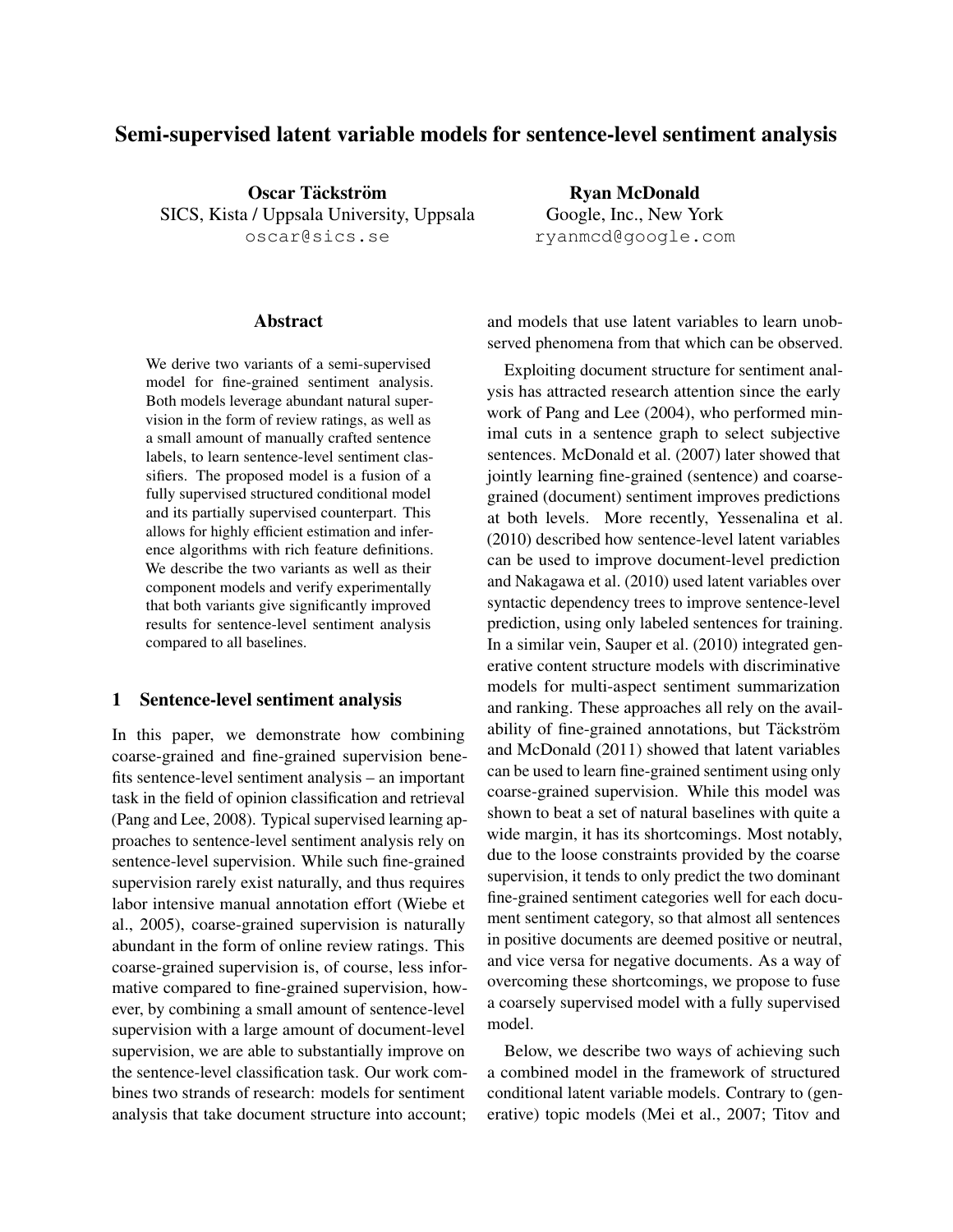# Semi-supervised latent variable models for sentence-level sentiment analysis

**Oscar Täckström**
SICS, Kista / Uppsala University, Uppsala
oscar@sics.se

**Ryan McDonald**
Google, Inc., New York
ryanmcd@google.com

## Abstract

We derive two variants of a semi-supervised model for fine-grained sentiment analysis. Both models leverage abundant natural supervision in the form of review ratings, as well as a small amount of manually crafted sentence labels, to learn sentence-level sentiment classifiers. The proposed model is a fusion of a fully supervised structured conditional model and its partially supervised counterpart. This allows for highly efficient estimation and inference algorithms with rich feature definitions. We describe the two variants as well as their component models and verify experimentally that both variants give significantly improved results for sentence-level sentiment analysis compared to all baselines.

## 1 Sentence-level sentiment analysis

In this paper, we demonstrate how combining coarse-grained and fine-grained supervision benefits sentence-level sentiment analysis – an important task in the field of opinion classification and retrieval (Pang and Lee, 2008). Typical supervised learning approaches to sentence-level sentiment analysis rely on sentence-level supervision. While such fine-grained supervision rarely exist naturally, and thus requires labor intensive manual annotation effort (Wiebe et al., 2005), coarse-grained supervision is naturally abundant in the form of online review ratings. This coarse-grained supervision is, of course, less informative compared to fine-grained supervision, however, by combining a small amount of sentence-level supervision with a large amount of document-level supervision, we are able to substantially improve on the sentence-level classification task. Our work combines two strands of research: models for sentiment analysis that take document structure into account; and models that use latent variables to learn unobserved phenomena from that which can be observed.

Exploiting document structure for sentiment analysis has attracted research attention since the early work of Pang and Lee (2004), who performed minimal cuts in a sentence graph to select subjective sentences. McDonald et al. (2007) later showed that jointly learning fine-grained (sentence) and coarse-grained (document) sentiment improves predictions at both levels. More recently, Yessenalina et al. (2010) described how sentence-level latent variables can be used to improve document-level prediction and Nakagawa et al. (2010) used latent variables over syntactic dependency trees to improve sentence-level prediction, using only labeled sentences for training. In a similar vein, Sauper et al. (2010) integrated generative content structure models with discriminative models for multi-aspect sentiment summarization and ranking. These approaches all rely on the availability of fine-grained annotations, but Täckström and McDonald (2011) showed that latent variables can be used to learn fine-grained sentiment using only coarse-grained supervision. While this model was shown to beat a set of natural baselines with quite a wide margin, it has its shortcomings. Most notably, due to the loose constraints provided by the coarse supervision, it tends to only predict the two dominant fine-grained sentiment categories well for each document sentiment category, so that almost all sentences in positive documents are deemed positive or neutral, and vice versa for negative documents. As a way of overcoming these shortcomings, we propose to fuse a coarsely supervised model with a fully supervised model.

Below, we describe two ways of achieving such a combined model in the framework of structured conditional latent variable models. Contrary to (generative) topic models (Mei et al., 2007; Titov and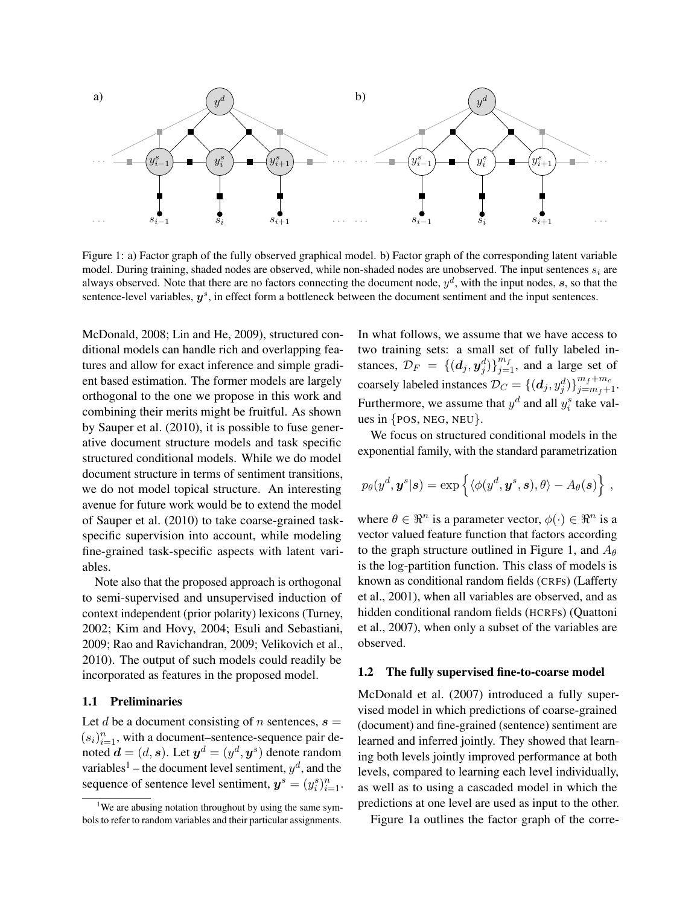Figure 1: a) Factor graph of the fully observed graphical model. b) Factor graph of the corresponding latent variable model. During training, shaded nodes are observed, while non-shaded nodes are unobserved. The input sentences $s_i$ are always observed. Note that there are no factors connecting the document node, $y^d$, with the input nodes, $\boldsymbol{s}$, so that the sentence-level variables, $\boldsymbol{y}^s$, in effect form a bottleneck between the document sentiment and the input sentences.

McDonald, 2008; Lin and He, 2009), structured conditional models can handle rich and overlapping features and allow for exact inference and simple gradient based estimation. The former models are largely orthogonal to the one we propose in this work and combining their merits might be fruitful. As shown by Sauper et al. (2010), it is possible to fuse generative document structure models and task specific structured conditional models. While we do model document structure in terms of sentiment transitions, we do not model topical structure. An interesting avenue for future work would be to extend the model of Sauper et al. (2010) to take coarse-grained task-specific supervision into account, while modeling fine-grained task-specific aspects with latent variables.

Note also that the proposed approach is orthogonal to semi-supervised and unsupervised induction of context independent (prior polarity) lexicons (Turney, 2002; Kim and Hovy, 2004; Esuli and Sebastiani, 2009; Rao and Ravichandran, 2009; Velikovich et al., 2010). The output of such models could readily be incorporated as features in the proposed model.

### 1.1 Preliminaries

Let $d$ be a document consisting of $n$ sentences, $\boldsymbol{s} = (s_i)_{i=1}^n$, with a document–sentence-sequence pair denoted $\boldsymbol{d} = (d, \boldsymbol{s})$. Let $\boldsymbol{y}^d = (y^d, \boldsymbol{y}^s)$ denote random variables[1] – the document level sentiment, $y^d$, and the sequence of sentence level sentiment, $\boldsymbol{y}^s = (y_i^s)_{i=1}^n$.

In what follows, we assume that we have access to two training sets: a small set of fully labeled instances, $\mathcal{D}_F = \{(\boldsymbol{d}_j, \boldsymbol{y}_j^d)\}_{j=1}^{m_f}$, and a large set of coarsely labeled instances $\mathcal{D}_C = \{(\boldsymbol{d}_j, y_j^d)\}_{j=m_f+1}^{m_f+m_c}$. Furthermore, we assume that $y^d$ and all $y_i^s$ take values in {POS, NEG, NEU}.

We focus on structured conditional models in the exponential family, with the standard parametrization

$$p_\theta(y^d, \boldsymbol{y}^s | \boldsymbol{s}) = \exp\Big\{ \langle \phi(y^d, \boldsymbol{y}^s, \boldsymbol{s}), \theta \rangle - A_\theta(\boldsymbol{s}) \Big\} \ ,$$

where $\theta \in \Re^n$ is a parameter vector, $\phi(\cdot) \in \Re^n$ is a vector valued feature function that factors according to the graph structure outlined in Figure 1, and $A_\theta$ is the log-partition function. This class of models is known as conditional random fields (CRFs) (Lafferty et al., 2001), when all variables are observed, and as hidden conditional random fields (HCRFs) (Quattoni et al., 2007), when only a subset of the variables are observed.

### 1.2 The fully supervised fine-to-coarse model

McDonald et al. (2007) introduced a fully supervised model in which predictions of coarse-grained (document) and fine-grained (sentence) sentiment are learned and inferred jointly. They showed that learning both levels jointly improved performance at both levels, compared to learning each level individually, as well as to using a cascaded model in which the predictions at one level are used as input to the other.

Figure 1a outlines the factor graph of the corre-

[1] We are abusing notation throughout by using the same symbols to refer to random variables and their particular assignments.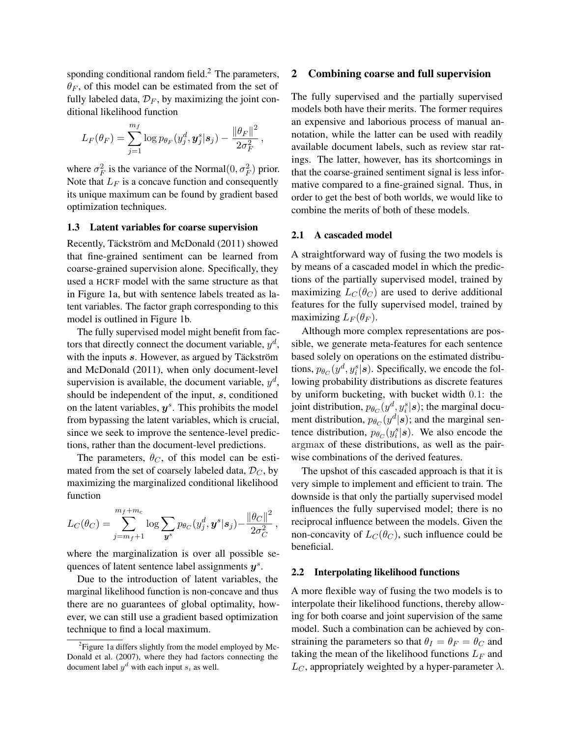sponding conditional random field.[2] The parameters, $\theta_F$, of this model can be estimated from the set of fully labeled data, $\mathcal{D}_F$, by maximizing the joint conditional likelihood function

$$L_F(\theta_F) = \sum_{j=1}^{m_f} \log p_{\theta_F}(y_j^d, \boldsymbol{y}_j^s | \boldsymbol{s}_j) - \frac{\|\theta_F\|^2}{2\sigma_F^2} \,,$$

where $\sigma_F^2$ is the variance of the Normal$(0, \sigma_F^2)$ prior. Note that $L_F$ is a concave function and consequently its unique maximum can be found by gradient based optimization techniques.

### 1.3 Latent variables for coarse supervision

Recently, Täckström and McDonald (2011) showed that fine-grained sentiment can be learned from coarse-grained supervision alone. Specifically, they used a HCRF model with the same structure as that in Figure 1a, but with sentence labels treated as latent variables. The factor graph corresponding to this model is outlined in Figure 1b.

The fully supervised model might benefit from factors that directly connect the document variable, $y^d$, with the inputs $\boldsymbol{s}$. However, as argued by Täckström and McDonald (2011), when only document-level supervision is available, the document variable, $y^d$, should be independent of the input, $\boldsymbol{s}$, conditioned on the latent variables, $\boldsymbol{y}^s$. This prohibits the model from bypassing the latent variables, which is crucial, since we seek to improve the sentence-level predictions, rather than the document-level predictions.

The parameters, $\theta_C$, of this model can be estimated from the set of coarsely labeled data, $\mathcal{D}_C$, by maximizing the marginalized conditional likelihood function

$$L_C(\theta_C) = \sum_{j=m_f+1}^{m_f+m_c} \log \sum_{\boldsymbol{y}^s} p_{\theta_C}(y_j^d, \boldsymbol{y}^s | \boldsymbol{s}_j) - \frac{\|\theta_C\|^2}{2\sigma_C^2} \,,$$

where the marginalization is over all possible sequences of latent sentence label assignments $\boldsymbol{y}^s$.

Due to the introduction of latent variables, the marginal likelihood function is non-concave and thus there are no guarantees of global optimality, however, we can still use a gradient based optimization technique to find a local maximum.

[2] Figure 1a differs slightly from the model employed by McDonald et al. (2007), where they had factors connecting the document label $y^d$ with each input $s_i$ as well.

## 2 Combining coarse and full supervision

The fully supervised and the partially supervised models both have their merits. The former requires an expensive and laborious process of manual annotation, while the latter can be used with readily available document labels, such as review star ratings. The latter, however, has its shortcomings in that the coarse-grained sentiment signal is less informative compared to a fine-grained signal. Thus, in order to get the best of both worlds, we would like to combine the merits of both of these models.

### 2.1 A cascaded model

A straightforward way of fusing the two models is by means of a cascaded model in which the predictions of the partially supervised model, trained by maximizing $L_C(\theta_C)$ are used to derive additional features for the fully supervised model, trained by maximizing $L_F(\theta_F)$.

Although more complex representations are possible, we generate meta-features for each sentence based solely on operations on the estimated distributions, $p_{\theta_C}(y^d, y_i^s | \boldsymbol{s})$. Specifically, we encode the following probability distributions as discrete features by uniform bucketing, with bucket width 0.1: the joint distribution, $p_{\theta_C}(y^d, y_i^s | \boldsymbol{s})$; the marginal document distribution, $p_{\theta_C}(y^d | \boldsymbol{s})$; and the marginal sentence distribution, $p_{\theta_C}(y_i^s | \boldsymbol{s})$. We also encode the $\mathrm{argmax}$ of these distributions, as well as the pairwise combinations of the derived features.

The upshot of this cascaded approach is that it is very simple to implement and efficient to train. The downside is that only the partially supervised model influences the fully supervised model; there is no reciprocal influence between the models. Given the non-concavity of $L_C(\theta_C)$, such influence could be beneficial.

### 2.2 Interpolating likelihood functions

A more flexible way of fusing the two models is to interpolate their likelihood functions, thereby allowing for both coarse and joint supervision of the same model. Such a combination can be achieved by constraining the parameters so that $\theta_I = \theta_F = \theta_C$ and taking the mean of the likelihood functions $L_F$ and $L_C$, appropriately weighted by a hyper-parameter $\lambda$.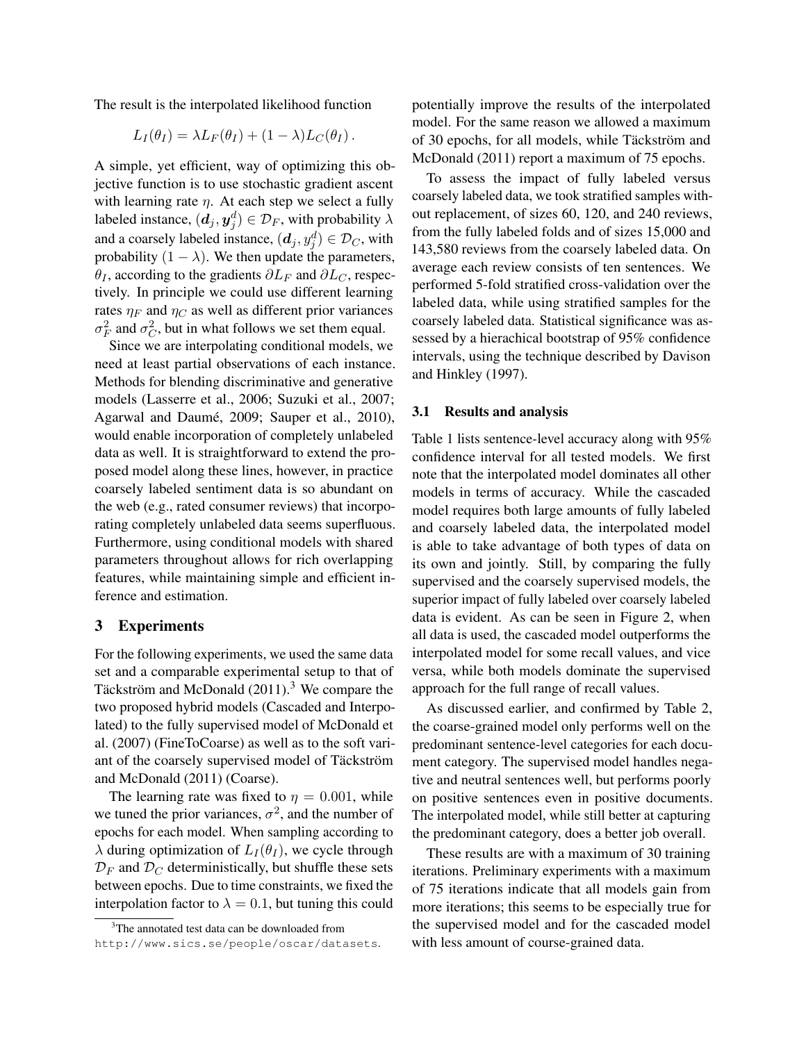The result is the interpolated likelihood function

$$L_I(\theta_I) = \lambda L_F(\theta_I) + (1 - \lambda) L_C(\theta_I) .$$

A simple, yet efficient, way of optimizing this objective function is to use stochastic gradient ascent with learning rate $\eta$. At each step we select a fully labeled instance, $(\boldsymbol{d}_j, \boldsymbol{y}_j^d) \in \mathcal{D}_F$, with probability $\lambda$ and a coarsely labeled instance, $(\boldsymbol{d}_j, y_j^d) \in \mathcal{D}_C$, with probability $(1 - \lambda)$. We then update the parameters, $\theta_I$, according to the gradients $\partial L_F$ and $\partial L_C$, respectively. In principle we could use different learning rates $\eta_F$ and $\eta_C$ as well as different prior variances $\sigma_F^2$ and $\sigma_C^2$, but in what follows we set them equal.

Since we are interpolating conditional models, we need at least partial observations of each instance. Methods for blending discriminative and generative models (Lasserre et al., 2006; Suzuki et al., 2007; Agarwal and Daumé, 2009; Sauper et al., 2010), would enable incorporation of completely unlabeled data as well. It is straightforward to extend the proposed model along these lines, however, in practice coarsely labeled sentiment data is so abundant on the web (e.g., rated consumer reviews) that incorporating completely unlabeled data seems superfluous. Furthermore, using conditional models with shared parameters throughout allows for rich overlapping features, while maintaining simple and efficient inference and estimation.

## 3 Experiments

For the following experiments, we used the same data set and a comparable experimental setup to that of Täckström and McDonald (2011).[3] We compare the two proposed hybrid models (Cascaded and Interpolated) to the fully supervised model of McDonald et al. (2007) (FineToCoarse) as well as to the soft variant of the coarsely supervised model of Täckström and McDonald (2011) (Coarse).

The learning rate was fixed to $\eta = 0.001$, while we tuned the prior variances, $\sigma^2$, and the number of epochs for each model. When sampling according to $\lambda$ during optimization of $L_I(\theta_I)$, we cycle through $\mathcal{D}_F$ and $\mathcal{D}_C$ deterministically, but shuffle these sets between epochs. Due to time constraints, we fixed the interpolation factor to $\lambda = 0.1$, but tuning this could potentially improve the results of the interpolated model. For the same reason we allowed a maximum of 30 epochs, for all models, while Täckström and McDonald (2011) report a maximum of 75 epochs.

To assess the impact of fully labeled versus coarsely labeled data, we took stratified samples without replacement, of sizes 60, 120, and 240 reviews, from the fully labeled folds and of sizes 15,000 and 143,580 reviews from the coarsely labeled data. On average each review consists of ten sentences. We performed 5-fold stratified cross-validation over the labeled data, while using stratified samples for the coarsely labeled data. Statistical significance was assessed by a hierachical bootstrap of 95% confidence intervals, using the technique described by Davison and Hinkley (1997).

### 3.1 Results and analysis

Table 1 lists sentence-level accuracy along with 95% confidence interval for all tested models. We first note that the interpolated model dominates all other models in terms of accuracy. While the cascaded model requires both large amounts of fully labeled and coarsely labeled data, the interpolated model is able to take advantage of both types of data on its own and jointly. Still, by comparing the fully supervised and the coarsely supervised models, the superior impact of fully labeled over coarsely labeled data is evident. As can be seen in Figure 2, when all data is used, the cascaded model outperforms the interpolated model for some recall values, and vice versa, while both models dominate the supervised approach for the full range of recall values.

As discussed earlier, and confirmed by Table 2, the coarse-grained model only performs well on the predominant sentence-level categories for each document category. The supervised model handles negative and neutral sentences well, but performs poorly on positive sentences even in positive documents. The interpolated model, while still better at capturing the predominant category, does a better job overall.

These results are with a maximum of 30 training iterations. Preliminary experiments with a maximum of 75 iterations indicate that all models gain from more iterations; this seems to be especially true for the supervised model and for the cascaded model with less amount of course-grained data.

[3] The annotated test data can be downloaded from http://www.sics.se/people/oscar/datasets.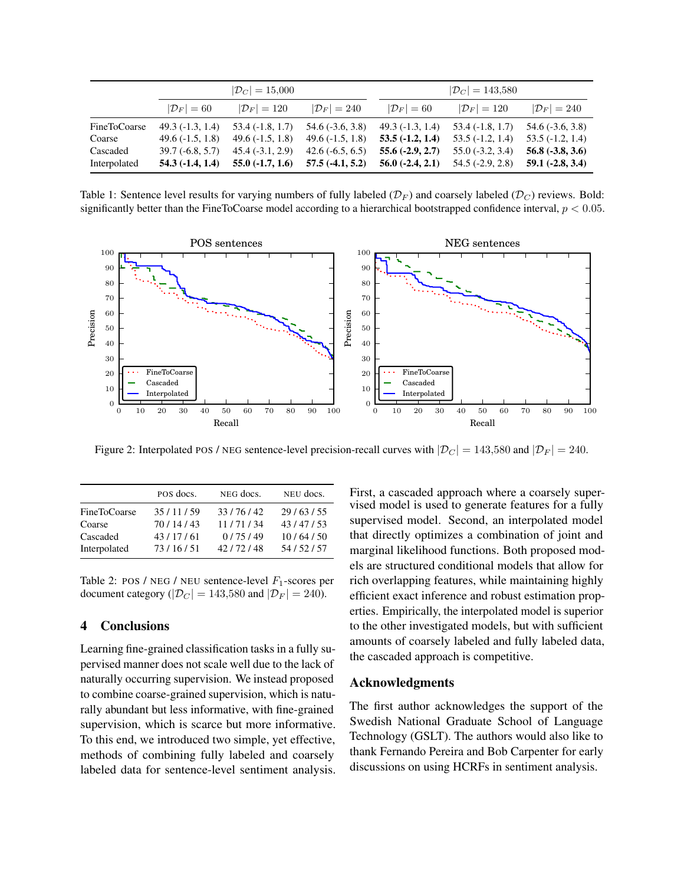| | $\lvert\mathcal{D}_C\rvert = 15{,}000$ | | | $\lvert\mathcal{D}_C\rvert = 143{,}580$ | | |
|---|---|---|---|---|---|---|
| | $\lvert\mathcal{D}_F\rvert = 60$ | $\lvert\mathcal{D}_F\rvert = 120$ | $\lvert\mathcal{D}_F\rvert = 240$ | $\lvert\mathcal{D}_F\rvert = 60$ | $\lvert\mathcal{D}_F\rvert = 120$ | $\lvert\mathcal{D}_F\rvert = 240$ |
| FineToCoarse | 49.3 (-1.3, 1.4) | 53.4 (-1.8, 1.7) | 54.6 (-3.6, 3.8) | 49.3 (-1.3, 1.4) | 53.4 (-1.8, 1.7) | 54.6 (-3.6, 3.8) |
| Coarse | 49.6 (-1.5, 1.8) | 49.6 (-1.5, 1.8) | 49.6 (-1.5, 1.8) | **53.5 (-1.2, 1.4)** | 53.5 (-1.2, 1.4) | 53.5 (-1.2, 1.4) |
| Cascaded | 39.7 (-6.8, 5.7) | 45.4 (-3.1, 2.9) | 42.6 (-6.5, 6.5) | **55.6 (-2.9, 2.7)** | 55.0 (-3.2, 3.4) | **56.8 (-3.8, 3.6)** |
| Interpolated | **54.3 (-1.4, 1.4)** | **55.0 (-1.7, 1.6)** | **57.5 (-4.1, 5.2)** | **56.0 (-2.4, 2.1)** | 54.5 (-2.9, 2.8) | **59.1 (-2.8, 3.4)** |

Table 1: Sentence level results for varying numbers of fully labeled ($\mathcal{D}_F$) and coarsely labeled ($\mathcal{D}_C$) reviews. Bold: significantly better than the FineToCoarse model according to a hierarchical bootstrapped confidence interval, $p < 0.05$.

Figure 2: Interpolated POS / NEG sentence-level precision-recall curves with $\lvert\mathcal{D}_C\rvert = 143{,}580$ and $\lvert\mathcal{D}_F\rvert = 240$.

| | POS docs. | NEG docs. | NEU docs. |
|---|---|---|---|
| FineToCoarse | 35 / 11 / 59 | 33 / 76 / 42 | 29 / 63 / 55 |
| Coarse | 70 / 14 / 43 | 11 / 71 / 34 | 43 / 47 / 53 |
| Cascaded | 43 / 17 / 61 | 0 / 75 / 49 | 10 / 64 / 50 |
| Interpolated | 73 / 16 / 51 | 42 / 72 / 48 | 54 / 52 / 57 |

Table 2: POS / NEG / NEU sentence-level $F_1$-scores per document category ($\lvert\mathcal{D}_C\rvert = 143{,}580$ and $\lvert\mathcal{D}_F\rvert = 240$).

## 4 Conclusions

Learning fine-grained classification tasks in a fully supervised manner does not scale well due to the lack of naturally occurring supervision. We instead proposed to combine coarse-grained supervision, which is naturally abundant but less informative, with fine-grained supervision, which is scarce but more informative. To this end, we introduced two simple, yet effective, methods of combining fully labeled and coarsely labeled data for sentence-level sentiment analysis. First, a cascaded approach where a coarsely supervised model is used to generate features for a fully supervised model. Second, an interpolated model that directly optimizes a combination of joint and marginal likelihood functions. Both proposed models are structured conditional models that allow for rich overlapping features, while maintaining highly efficient exact inference and robust estimation properties. Empirically, the interpolated model is superior to the other investigated models, but with sufficient amounts of coarsely labeled and fully labeled data, the cascaded approach is competitive.

## Acknowledgments

The first author acknowledges the support of the Swedish National Graduate School of Language Technology (GSLT). The authors would also like to thank Fernando Pereira and Bob Carpenter for early discussions on using HCRFs in sentiment analysis.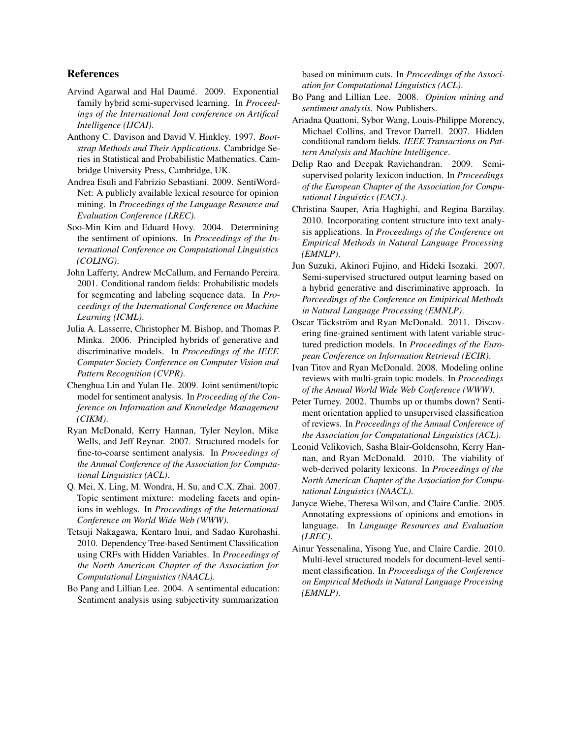## References

Arvind Agarwal and Hal Daumé. 2009. Exponential family hybrid semi-supervised learning. In *Proceedings of the International Jont conference on Artifical Intelligence (IJCAI)*.

Anthony C. Davison and David V. Hinkley. 1997. *Bootstrap Methods and Their Applications*. Cambridge Series in Statistical and Probabilistic Mathematics. Cambridge University Press, Cambridge, UK.

Andrea Esuli and Fabrizio Sebastiani. 2009. SentiWordNet: A publicly available lexical resource for opinion mining. In *Proceedings of the Language Resource and Evaluation Conference (LREC)*.

Soo-Min Kim and Eduard Hovy. 2004. Determining the sentiment of opinions. In *Proceedings of the International Conference on Computational Linguistics (COLING)*.

John Lafferty, Andrew McCallum, and Fernando Pereira. 2001. Conditional random fields: Probabilistic models for segmenting and labeling sequence data. In *Proceedings of the International Conference on Machine Learning (ICML)*.

Julia A. Lasserre, Christopher M. Bishop, and Thomas P. Minka. 2006. Principled hybrids of generative and discriminative models. In *Proceedings of the IEEE Computer Society Conference on Computer Vision and Pattern Recognition (CVPR)*.

Chenghua Lin and Yulan He. 2009. Joint sentiment/topic model for sentiment analysis. In *Proceeding of the Conference on Information and Knowledge Management (CIKM)*.

Ryan McDonald, Kerry Hannan, Tyler Neylon, Mike Wells, and Jeff Reynar. 2007. Structured models for fine-to-coarse sentiment analysis. In *Proceedings of the Annual Conference of the Association for Computational Linguistics (ACL)*.

Q. Mei, X. Ling, M. Wondra, H. Su, and C.X. Zhai. 2007. Topic sentiment mixture: modeling facets and opinions in weblogs. In *Proceedings of the International Conference on World Wide Web (WWW)*.

Tetsuji Nakagawa, Kentaro Inui, and Sadao Kurohashi. 2010. Dependency Tree-based Sentiment Classification using CRFs with Hidden Variables. In *Proceedings of the North American Chapter of the Association for Computational Linguistics (NAACL)*.

Bo Pang and Lillian Lee. 2004. A sentimental education: Sentiment analysis using subjectivity summarization based on minimum cuts. In *Proceedings of the Association for Computational Linguistics (ACL)*.

Bo Pang and Lillian Lee. 2008. *Opinion mining and sentiment analysis*. Now Publishers.

Ariadna Quattoni, Sybor Wang, Louis-Philippe Morency, Michael Collins, and Trevor Darrell. 2007. Hidden conditional random fields. *IEEE Transactions on Pattern Analysis and Machine Intelligence*.

Delip Rao and Deepak Ravichandran. 2009. Semi-supervised polarity lexicon induction. In *Proceedings of the European Chapter of the Association for Computational Linguistics (EACL)*.

Christina Sauper, Aria Haghighi, and Regina Barzilay. 2010. Incorporating content structure into text analysis applications. In *Proceedings of the Conference on Empirical Methods in Natural Language Processing (EMNLP)*.

Jun Suzuki, Akinori Fujino, and Hideki Isozaki. 2007. Semi-supervised structured output learning based on a hybrid generative and discriminative approach. In *Porceedings of the Conference on Emipirical Methods in Natural Language Processing (EMNLP)*.

Oscar Täckström and Ryan McDonald. 2011. Discovering fine-grained sentiment with latent variable structured prediction models. In *Proceedings of the European Conference on Information Retrieval (ECIR)*.

Ivan Titov and Ryan McDonald. 2008. Modeling online reviews with multi-grain topic models. In *Proceedings of the Annual World Wide Web Conference (WWW)*.

Peter Turney. 2002. Thumbs up or thumbs down? Sentiment orientation applied to unsupervised classification of reviews. In *Proceedings of the Annual Conference of the Association for Computational Linguistics (ACL)*.

Leonid Velikovich, Sasha Blair-Goldensohn, Kerry Hannan, and Ryan McDonald. 2010. The viability of web-derived polarity lexicons. In *Proceedings of the North American Chapter of the Association for Computational Linguistics (NAACL)*.

Janyce Wiebe, Theresa Wilson, and Claire Cardie. 2005. Annotating expressions of opinions and emotions in language. In *Language Resources and Evaluation (LREC)*.

Ainur Yessenalina, Yisong Yue, and Claire Cardie. 2010. Multi-level structured models for document-level sentiment classification. In *Proceedings of the Conference on Empirical Methods in Natural Language Processing (EMNLP)*.